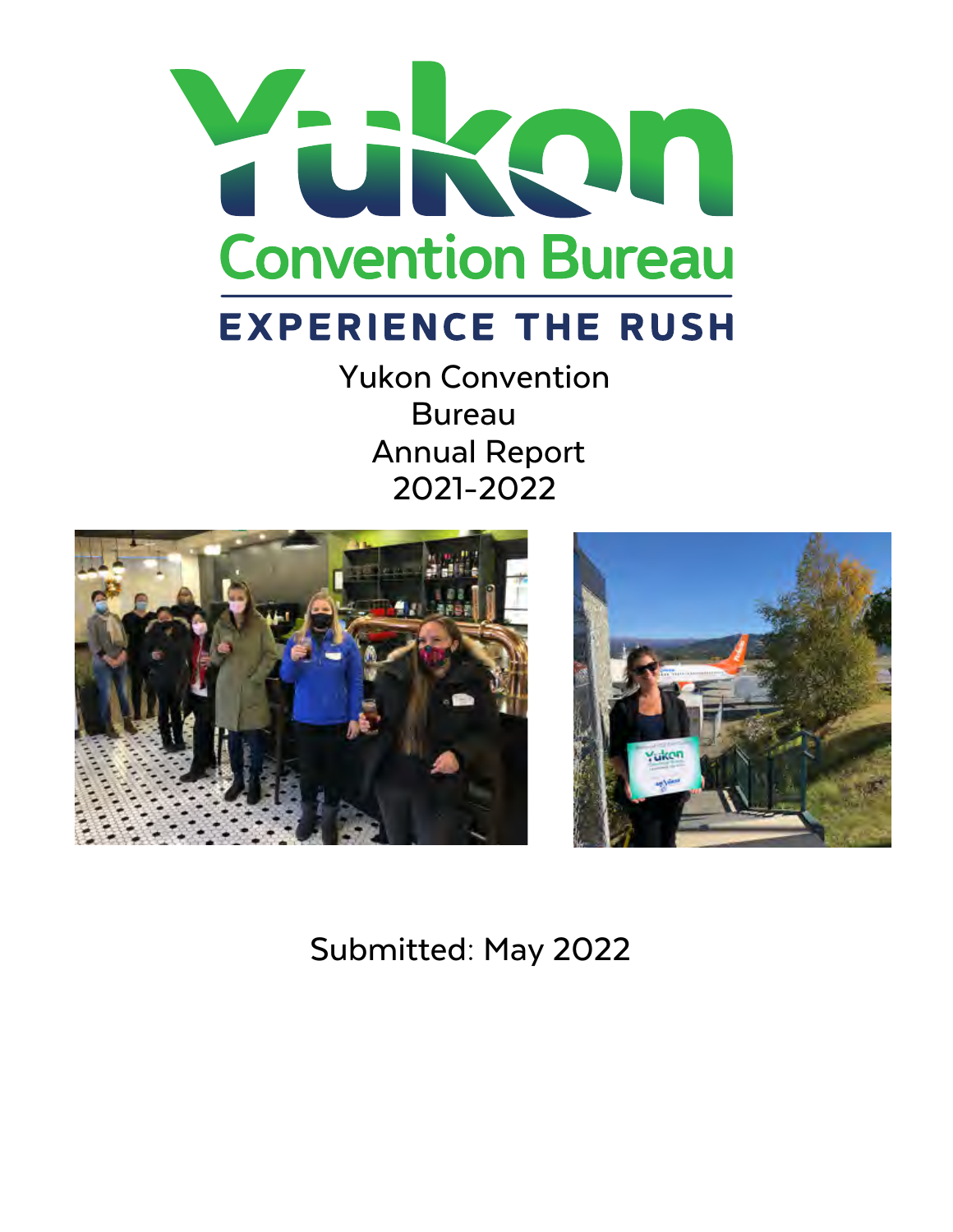# Yukon Convention Bureau

**EXPERIENCE THE RUSH**

Yukon Convention Bureau
Annual Report
2021-2022

Submitted: May 2022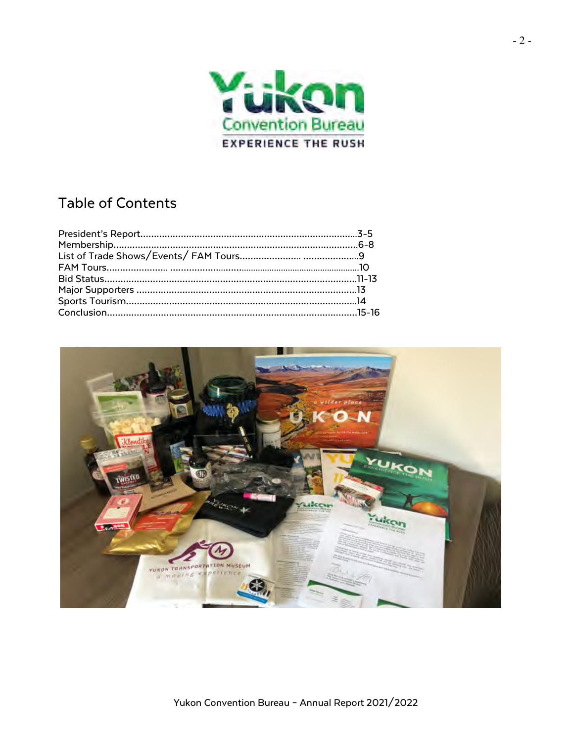## Table of Contents

| | |
|---|---|
| President's Report | 3-5 |
| Membership | 6-8 |
| List of Trade Shows/Events/ FAM Tours | 9 |
| FAM Tours | 10 |
| Bid Status | 11-13 |
| Major Supporters | 13 |
| Sports Tourism | 14 |
| Conclusion | 15-16 |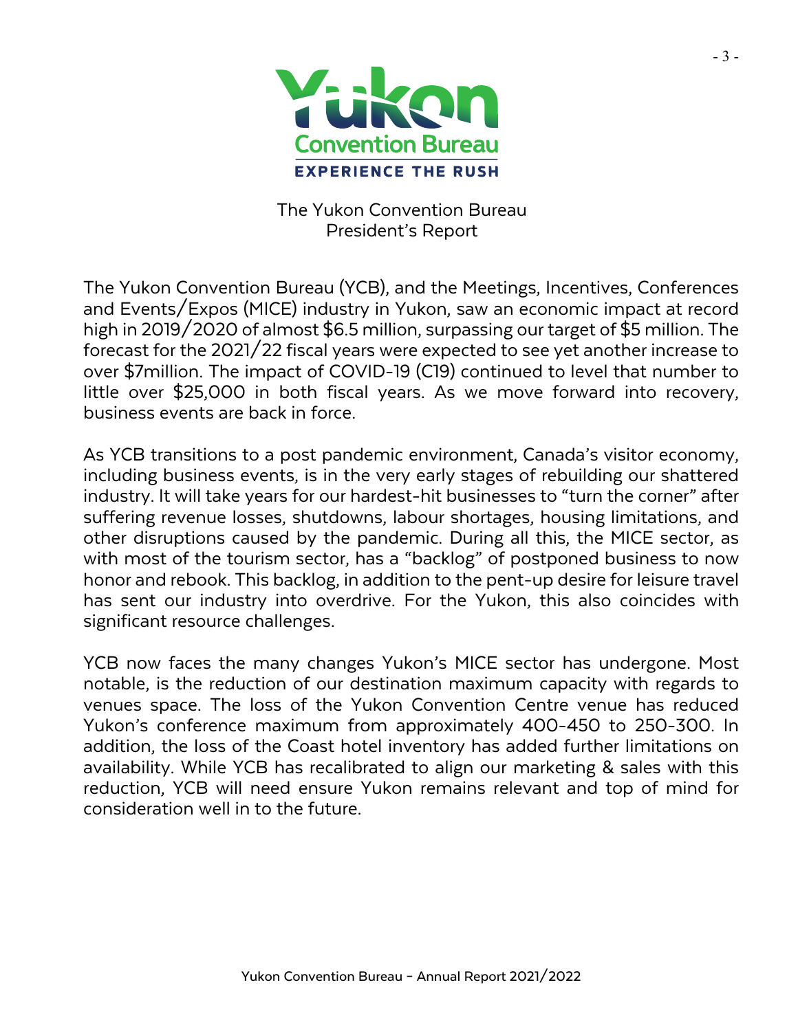# The Yukon Convention Bureau
## President's Report

The Yukon Convention Bureau (YCB), and the Meetings, Incentives, Conferences and Events/Expos (MICE) industry in Yukon, saw an economic impact at record high in 2019/2020 of almost $6.5 million, surpassing our target of $5 million. The forecast for the 2021/22 fiscal years were expected to see yet another increase to over $7million. The impact of COVID-19 (C19) continued to level that number to little over $25,000 in both fiscal years. As we move forward into recovery, business events are back in force.

As YCB transitions to a post pandemic environment, Canada's visitor economy, including business events, is in the very early stages of rebuilding our shattered industry. It will take years for our hardest-hit businesses to "turn the corner" after suffering revenue losses, shutdowns, labour shortages, housing limitations, and other disruptions caused by the pandemic. During all this, the MICE sector, as with most of the tourism sector, has a "backlog" of postponed business to now honor and rebook. This backlog, in addition to the pent-up desire for leisure travel has sent our industry into overdrive. For the Yukon, this also coincides with significant resource challenges.

YCB now faces the many changes Yukon's MICE sector has undergone. Most notable, is the reduction of our destination maximum capacity with regards to venues space. The loss of the Yukon Convention Centre venue has reduced Yukon's conference maximum from approximately 400-450 to 250-300. In addition, the loss of the Coast hotel inventory has added further limitations on availability. While YCB has recalibrated to align our marketing & sales with this reduction, YCB will need ensure Yukon remains relevant and top of mind for consideration well in to the future.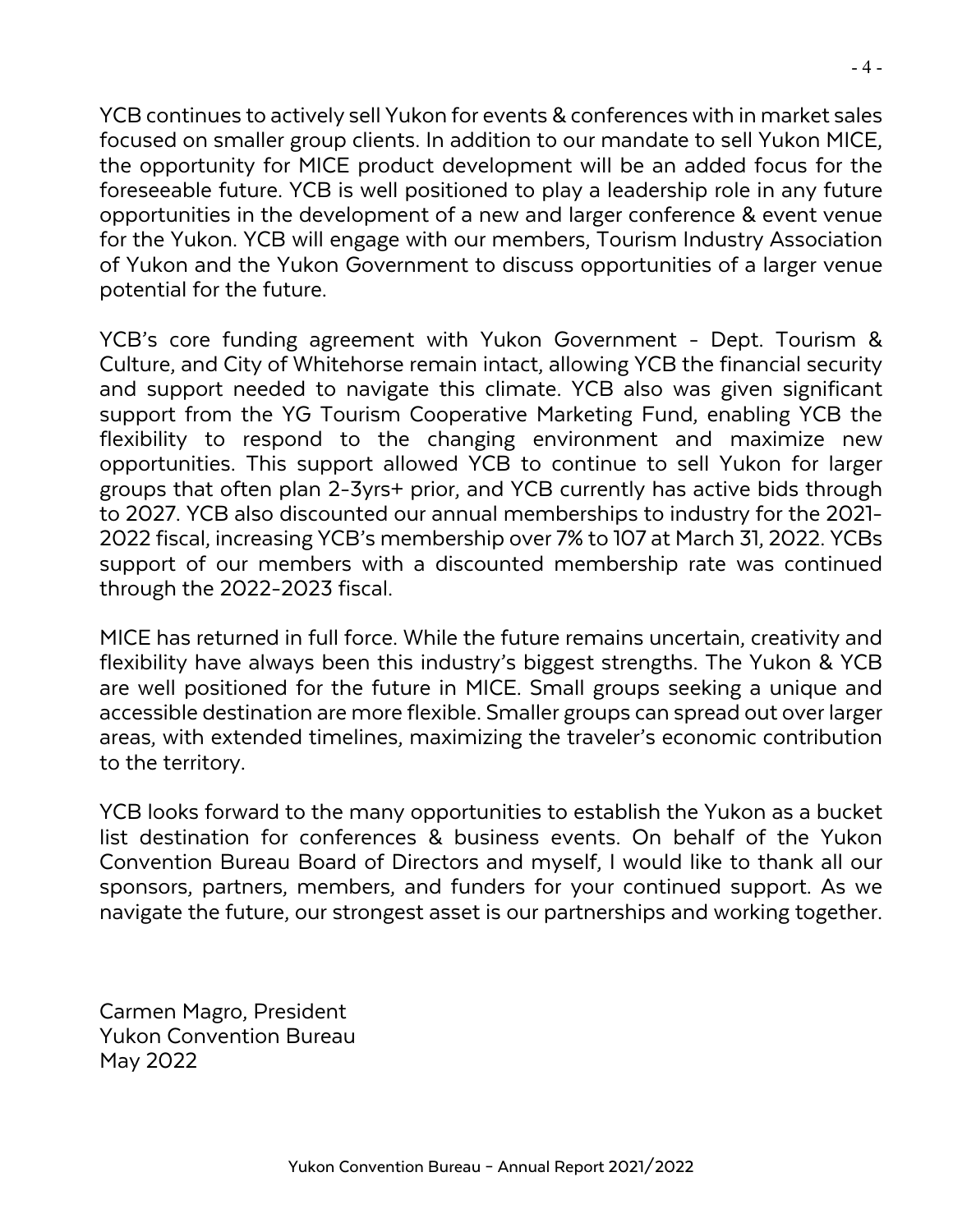YCB continues to actively sell Yukon for events & conferences with in market sales focused on smaller group clients. In addition to our mandate to sell Yukon MICE, the opportunity for MICE product development will be an added focus for the foreseeable future. YCB is well positioned to play a leadership role in any future opportunities in the development of a new and larger conference & event venue for the Yukon. YCB will engage with our members, Tourism Industry Association of Yukon and the Yukon Government to discuss opportunities of a larger venue potential for the future.

YCB's core funding agreement with Yukon Government - Dept. Tourism & Culture, and City of Whitehorse remain intact, allowing YCB the financial security and support needed to navigate this climate. YCB also was given significant support from the YG Tourism Cooperative Marketing Fund, enabling YCB the flexibility to respond to the changing environment and maximize new opportunities. This support allowed YCB to continue to sell Yukon for larger groups that often plan 2-3yrs+ prior, and YCB currently has active bids through to 2027. YCB also discounted our annual memberships to industry for the 2021-2022 fiscal, increasing YCB's membership over 7% to 107 at March 31, 2022. YCBs support of our members with a discounted membership rate was continued through the 2022-2023 fiscal.

MICE has returned in full force. While the future remains uncertain, creativity and flexibility have always been this industry's biggest strengths. The Yukon & YCB are well positioned for the future in MICE. Small groups seeking a unique and accessible destination are more flexible. Smaller groups can spread out over larger areas, with extended timelines, maximizing the traveler's economic contribution to the territory.

YCB looks forward to the many opportunities to establish the Yukon as a bucket list destination for conferences & business events. On behalf of the Yukon Convention Bureau Board of Directors and myself, I would like to thank all our sponsors, partners, members, and funders for your continued support. As we navigate the future, our strongest asset is our partnerships and working together.

Carmen Magro, President
Yukon Convention Bureau
May 2022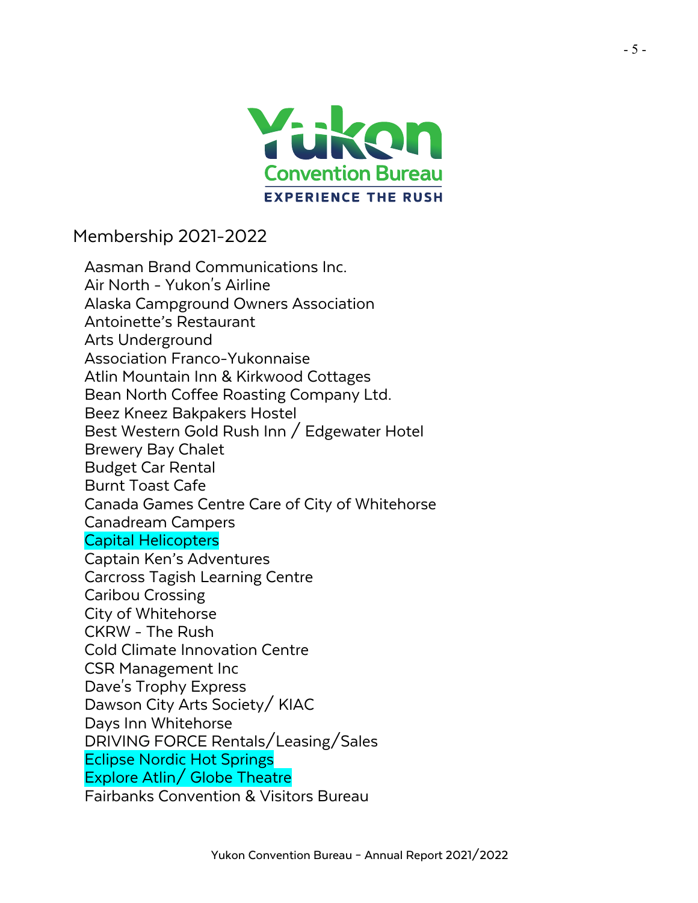## Membership 2021-2022

Aasman Brand Communications Inc.
Air North - Yukon's Airline
Alaska Campground Owners Association
Antoinette's Restaurant
Arts Underground
Association Franco-Yukonnaise
Atlin Mountain Inn & Kirkwood Cottages
Bean North Coffee Roasting Company Ltd.
Beez Kneez Bakpakers Hostel
Best Western Gold Rush Inn / Edgewater Hotel
Brewery Bay Chalet
Budget Car Rental
Burnt Toast Cafe
Canada Games Centre Care of City of Whitehorse
Canadream Campers
Capital Helicopters
Captain Ken's Adventures
Carcross Tagish Learning Centre
Caribou Crossing
City of Whitehorse
CKRW - The Rush
Cold Climate Innovation Centre
CSR Management Inc
Dave's Trophy Express
Dawson City Arts Society/ KIAC
Days Inn Whitehorse
DRIVING FORCE Rentals/Leasing/Sales
Eclipse Nordic Hot Springs
Explore Atlin/ Globe Theatre
Fairbanks Convention & Visitors Bureau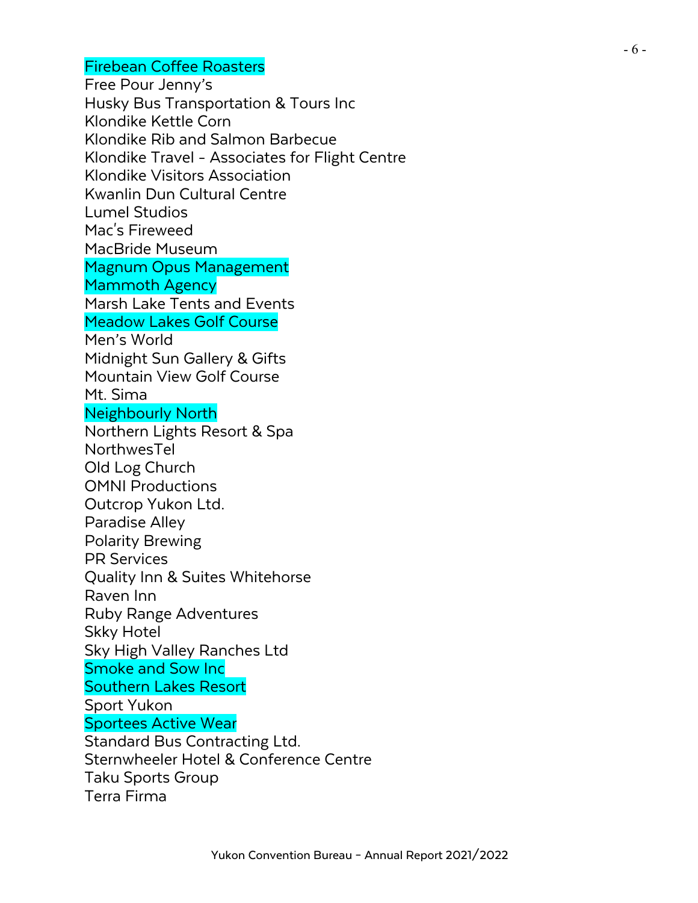Firebean Coffee Roasters
Free Pour Jenny's
Husky Bus Transportation & Tours Inc
Klondike Kettle Corn
Klondike Rib and Salmon Barbecue
Klondike Travel - Associates for Flight Centre
Klondike Visitors Association
Kwanlin Dun Cultural Centre
Lumel Studios
Mac's Fireweed
MacBride Museum
Magnum Opus Management
Mammoth Agency
Marsh Lake Tents and Events
Meadow Lakes Golf Course
Men's World
Midnight Sun Gallery & Gifts
Mountain View Golf Course
Mt. Sima
Neighbourly North
Northern Lights Resort & Spa
NorthwesTel
Old Log Church
OMNI Productions
Outcrop Yukon Ltd.
Paradise Alley
Polarity Brewing
PR Services
Quality Inn & Suites Whitehorse
Raven Inn
Ruby Range Adventures
Skky Hotel
Sky High Valley Ranches Ltd
Smoke and Sow Inc
Southern Lakes Resort
Sport Yukon
Sportees Active Wear
Standard Bus Contracting Ltd.
Sternwheeler Hotel & Conference Centre
Taku Sports Group
Terra Firma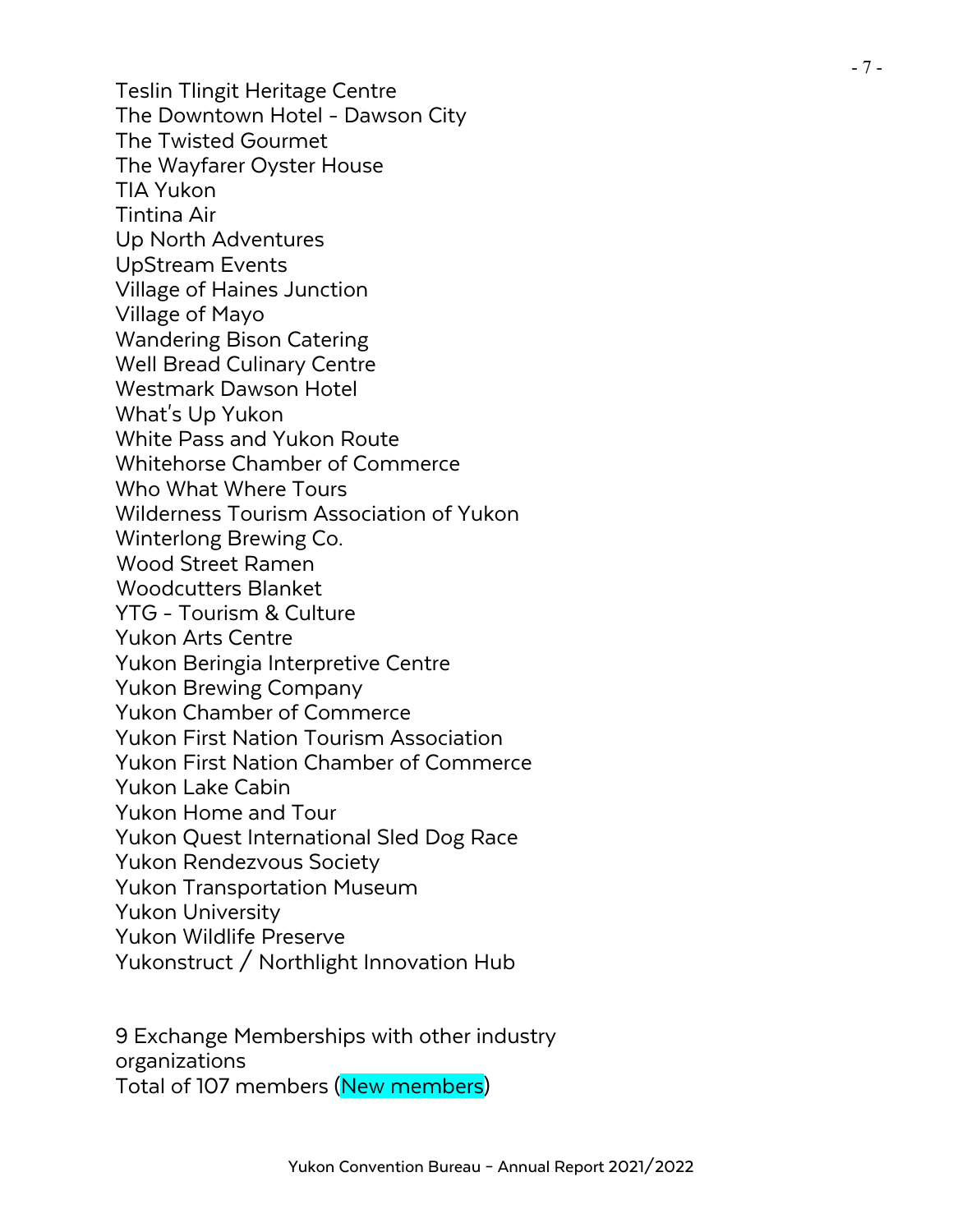Teslin Tlingit Heritage Centre
The Downtown Hotel - Dawson City
The Twisted Gourmet
The Wayfarer Oyster House
TIA Yukon
Tintina Air
Up North Adventures
UpStream Events
Village of Haines Junction
Village of Mayo
Wandering Bison Catering
Well Bread Culinary Centre
Westmark Dawson Hotel
What's Up Yukon
White Pass and Yukon Route
Whitehorse Chamber of Commerce
Who What Where Tours
Wilderness Tourism Association of Yukon
Winterlong Brewing Co.
Wood Street Ramen
Woodcutters Blanket
YTG - Tourism & Culture
Yukon Arts Centre
Yukon Beringia Interpretive Centre
Yukon Brewing Company
Yukon Chamber of Commerce
Yukon First Nation Tourism Association
Yukon First Nation Chamber of Commerce
Yukon Lake Cabin
Yukon Home and Tour
Yukon Quest International Sled Dog Race
Yukon Rendezvous Society
Yukon Transportation Museum
Yukon University
Yukon Wildlife Preserve
Yukonstruct / Northlight Innovation Hub

9 Exchange Memberships with other industry organizations
Total of 107 members (New members)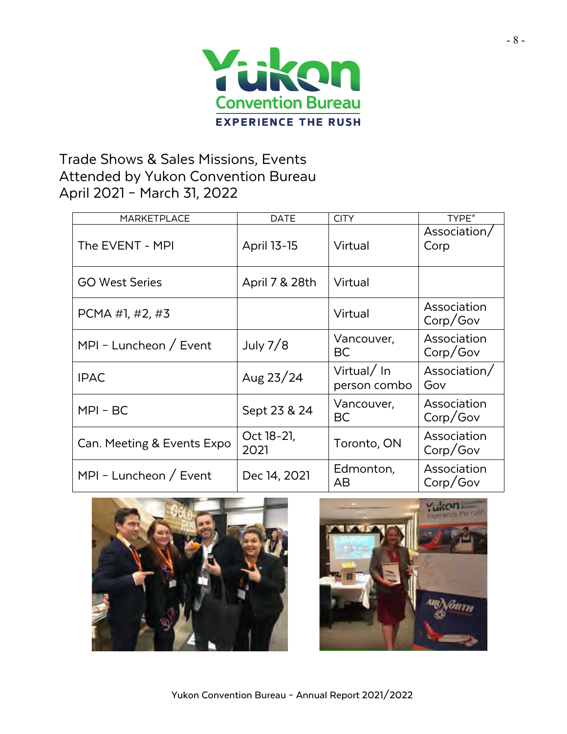# Trade Shows & Sales Missions, Events Attended by Yukon Convention Bureau April 2021 – March 31, 2022

| MARKETPLACE | DATE | CITY | TYPE* |
|---|---|---|---|
| The EVENT - MPI | April 13-15 | Virtual | Association/ Corp |
| GO West Series | April 7 & 28th | Virtual | |
| PCMA #1, #2, #3 | | Virtual | Association Corp/Gov |
| MPI – Luncheon / Event | July 7/8 | Vancouver, BC | Association Corp/Gov |
| IPAC | Aug 23/24 | Virtual/ In person combo | Association/ Gov |
| MPI – BC | Sept 23 & 24 | Vancouver, BC | Association Corp/Gov |
| Can. Meeting & Events Expo | Oct 18-21, 2021 | Toronto, ON | Association Corp/Gov |
| MPI – Luncheon / Event | Dec 14, 2021 | Edmonton, AB | Association Corp/Gov |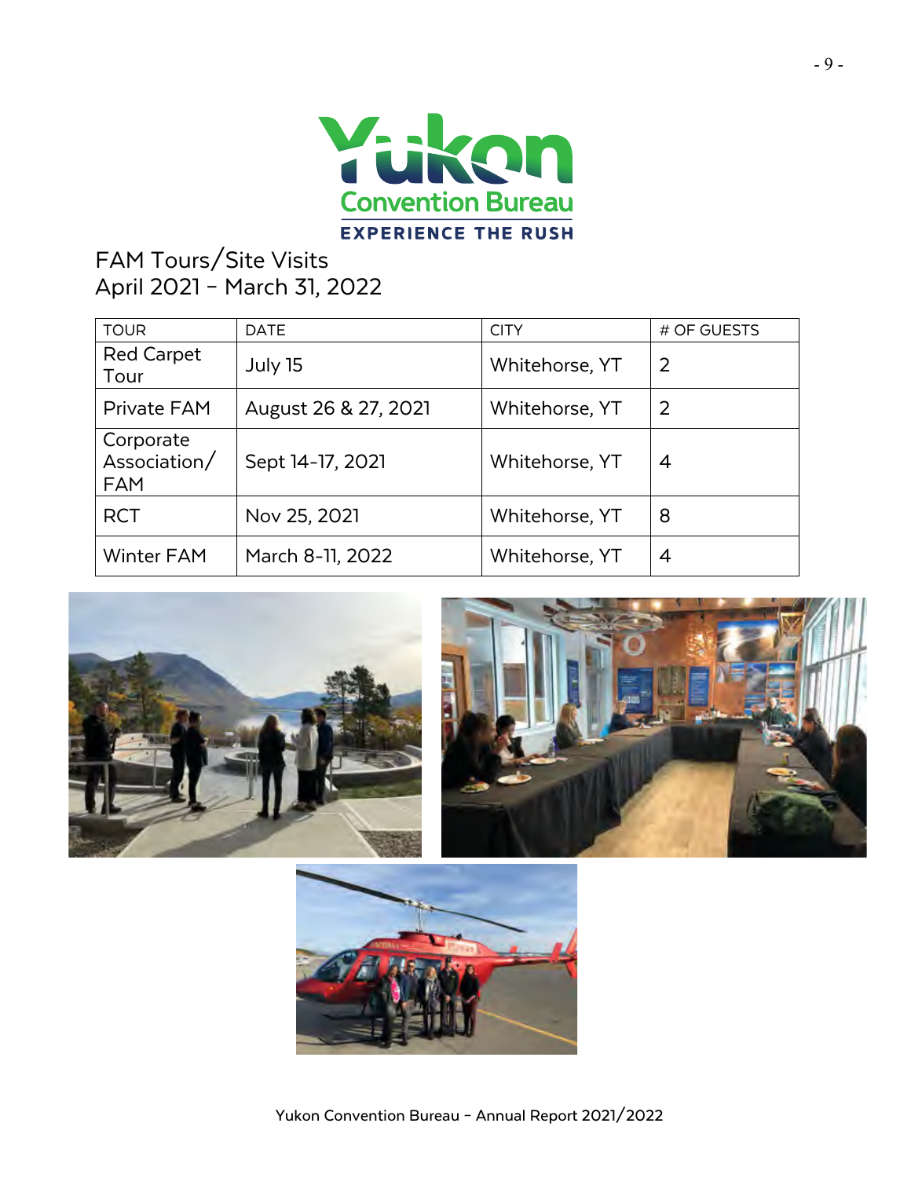# FAM Tours/Site Visits
## April 2021 – March 31, 2022

| TOUR | DATE | CITY | # OF GUESTS |
|---|---|---|---|
| Red Carpet Tour | July 15 | Whitehorse, YT | 2 |
| Private FAM | August 26 & 27, 2021 | Whitehorse, YT | 2 |
| Corporate Association/ FAM | Sept 14-17, 2021 | Whitehorse, YT | 4 |
| RCT | Nov 25, 2021 | Whitehorse, YT | 8 |
| Winter FAM | March 8-11, 2022 | Whitehorse, YT | 4 |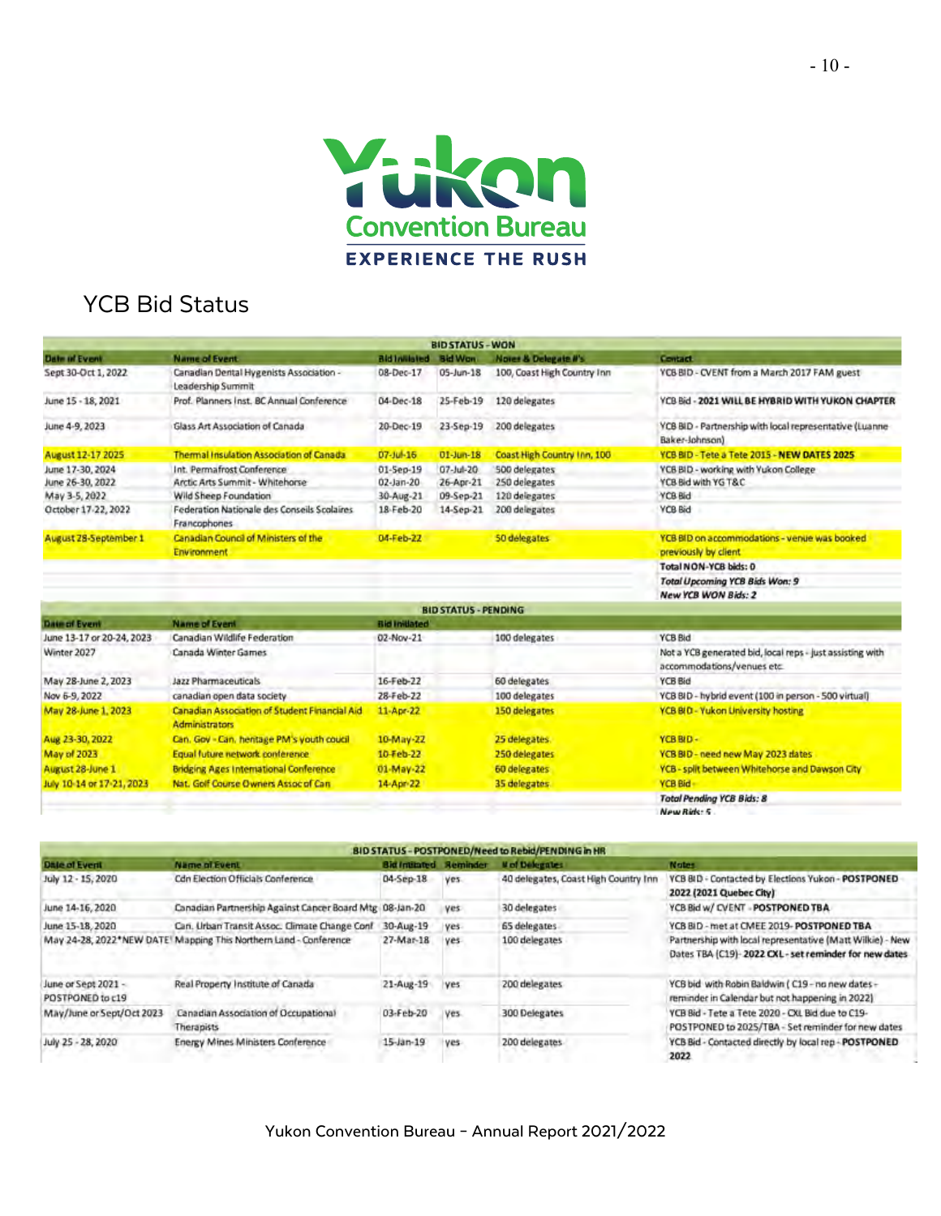Yukon Convention Bureau

EXPERIENCE THE RUSH

# YCB Bid Status

| BID STATUS - WON | | | | | |
|---|---|---|---|---|---|
| **Date of Event** | **Name of Event** | **Bid Initiated** | **Bid Won** | **Notes & Delegate #'s** | **Contact** |
| Sept 30-Oct 1, 2022 | Canadian Dental Hygenists Association - Leadership Summit | 08-Dec-17 | 05-Jun-18 | 100, Coast High Country Inn | YCB BID - CVENT from a March 2017 FAM guest |
| June 15 - 18, 2021 | Prof. Planners Inst. BC Annual Conference | 04-Dec-18 | 25-Feb-19 | 120 delegates | YCB Bid - **2021 WILL BE HYBRID WITH YUKON CHAPTER** |
| June 4-9, 2023 | Glass Art Association of Canada | 20-Dec-19 | 23-Sep-19 | 200 delegates | YCB BID - Partnership with local representative (Luanne Baker-Johnson) |
| August 12-17 2025 | Thermal Insulation Association of Canada | 07-Jul-16 | 01-Jun-18 | Coast High Country Inn, 100 | YCB BID - Tete a Tete 2015 - **NEW DATES 2025** |
| June 17-30, 2024 | Int. Permafrost Conference | 01-Sep-19 | 07-Jul-20 | 500 delegates | YCB BID - working with Yukon College |
| June 26-30, 2022 | Arctic Arts Summit - Whitehorse | 02-Jan-20 | 26-Apr-21 | 250 delegates | YCB Bid with YG T&C |
| May 3-5, 2022 | Wild Sheep Foundation | 30-Aug-21 | 09-Sep-21 | 120 delegates | YCB Bid |
| October 17-22, 2022 | Federation Nationale des Conseils Scolaires Francophones | 18-Feb-20 | 14-Sep-21 | 200 delegates | YCB Bid |
| August 28-September 1 | Canadian Council of Ministers of the Environment | 04-Feb-22 | | 50 delegates | YCB BID on accommodations - venue was booked previously by client |
| | | | | | **Total NON-YCB bids: 0** |
| | | | | | ***Total Upcoming YCB Bids Won: 9*** |
| | | | | | ***New YCB WON Bids: 2*** |

| BID STATUS - PENDING | | | | | |
|---|---|---|---|---|---|
| **Date of Event** | **Name of Event** | **Bid Initiated** | | | |
| June 13-17 or 20-24, 2023 | Canadian Wildlife Federation | 02-Nov-21 | | 100 delegates | YCB Bid |
| Winter 2027 | Canada Winter Games | | | | Not a YCB generated bid, local reps - just assisting with accommodations/venues etc. |
| May 28-June 2, 2023 | Jazz Pharmaceuticals | 16-Feb-22 | | 60 delegates | YCB Bid |
| Nov 6-9, 2022 | canadian open data society | 28-Feb-22 | | 100 delegates | YCB BID - hybrid event (100 in person - 500 virtual) |
| May 28-June 1, 2023 | Canadian Association of Student Financial Aid Administrators | 11-Apr-22 | | 150 delegates | YCB BID - Yukon University hosting |
| Aug 23-30, 2022 | Can. Gov - Can. heritage PM's youth coucil | 10-May-22 | | 25 delegates | YCB BID - |
| May of 2023 | Equal future network conference | 10-Feb-22 | | 250 delegates | YCB BID - need new May 2023 dates |
| August 28-June 1 | Bridging Ages International Conference | 01-May-22 | | 60 delegates | YCB - split between Whitehorse and Dawson City |
| July 10-14 or 17-21, 2023 | Nat. Golf Course Owners Assoc of Can | 14-Apr-22 | | 35 delegates | YCB Bid - |
| | | | | | ***Total Pending YCB Bids: 8*** |
| | | | | | ***New Bids: 5*** |

| BID STATUS - POSTPONED/Need to Rebid/PENDING in HR | | | | | |
|---|---|---|---|---|---|
| **Date of Event** | **Name of Event** | **Bid Initiated** | **Reminder** | **# of Delegates** | **Notes** |
| July 12 - 15, 2020 | Cdn Election Officials Conference | 04-Sep-18 | yes | 40 delegates, Coast High Country Inn | YCB BID - Contacted by Elections Yukon - **POSTPONED 2022 (2021 Quebec City)** |
| June 14-16, 2020 | Canadian Partnership Against Cancer Board Mtg | 08-Jan-20 | yes | 30 delegates | YCB Bid w/ CVENT - **POSTPONED TBA** |
| June 15-18, 2020 | Can. Urban Transit Assoc. Climate Change Conf | 30-Aug-19 | yes | 65 delegates | YCB BID - met at CMEE 2019- **POSTPONED TBA** |
| May 24-28, 2022*NEW DATE | Mapping This Northern Land - Conference | 27-Mar-18 | yes | 100 delegates | Partnership with local representative (Matt Wilkie) - New Dates TBA (C19)- **2022 CXL - set reminder for new dates** |
| June or Sept 2021 - POSTPONED to c19 | Real Property Institute of Canada | 21-Aug-19 | yes | 200 delegates | YCB bid with Robin Baldwin ( C19 - no new dates - reminder in Calendar but not happening in 2022) |
| May/June or Sept/Oct 2023 | Canadian Association of Occupational Therapists | 03-Feb-20 | yes | 300 Delegates | YCB Bid - Tete a Tete 2020 - CXL Bid due to C19- POSTPONED to 2025/TBA - Set reminder for new dates |
| July 25 - 28, 2020 | Energy Mines Ministers Conference | 15-Jan-19 | yes | 200 delegates | YCB Bid - Contacted directly by local rep - **POSTPONED 2022** |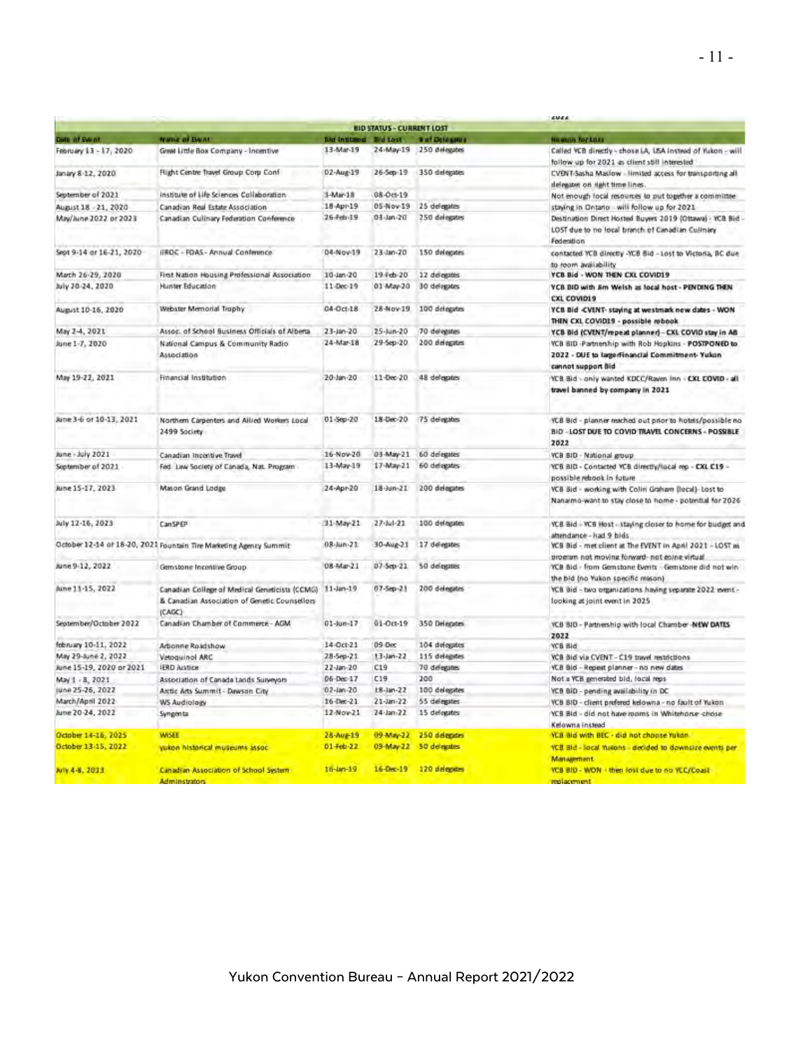2022

| BID STATUS - CURRENT LOST | | | | | |
|---|---|---|---|---|---|
| **Date of Event** | **Name of Event** | **Bid Initiated** | **Bid Lost** | **# of Delegates** | **Reason for Loss** |
| February 13 - 17, 2020 | Great Little Box Company - Incentive | 13-Mar-19 | 24-May-19 | 250 delegates | Called YCB directly - chose LA, USA instead of Yukon - will follow up for 2021 as client still interested |
| Janary 8-12, 2020 | Flight Centre Travel Group Corp Conf | 02-Aug-19 | 26-Sep-19 | 350 delegates | CVENT-Sasha Maslow - limited access for transporting all delegates on right time lines. |
| September of 2021 | Institute of Life Sciences Collaboration | 3-Mar-18 | 08-Oct-19 | | Not enough local resources to put together a committee |
| August 18 - 21, 2020 | Canadian Real Estate Association | 18-Apr-19 | 05-Nov-19 | 25 delegates | staying in Ontario - will follow up for 2021 |
| May/June 2022 or 2023 | Canadian Culinary Federation Conference | 26-Feb-19 | 03-Jan-20 | 250 delegates | Destination Direct Hosted Buyers 2019 (Ottawa) - YCB Bid - LOST due to no local branch of Canadian Culinary Federation |
| Sept 9-14 or 16-21, 2020 | IIROC - FOAS - Annual Conference | 04-Nov-19 | 23-Jan-20 | 150 delegates | contacted YCB directly -YCB Bid - Lost to Victoria, BC due to room availability |
| March 26-29, 2020 | First Nation Housing Professional Association | 10-Jan-20 | 19-Feb-20 | 12 delegates | **YCB Bid - WON THEN CXL COVID19** |
| July 20-24, 2020 | Hunter Education | 11-Dec-19 | 01-May-20 | 30 delegates | **YCB BID with Jim Welsh as local host - PENDING THEN CXL COVID19** |
| August 10-16, 2020 | Webster Memorial Trophy | 04-Oct-18 | 28-Nov-19 | 100 delegates | **YCB Bid -CVENT- staying at westmark new dates - WON THEN CXL COVID19 - possible rebook** |
| May 2-4, 2021 | Assoc. of School Business Officials of Alberta | 23-Jan-20 | 25-Jun-20 | 70 delegates | **YCB Bid (CVENT/repeat planner) - CXL COVID stay in AB** |
| June 1-7, 2020 | National Campus & Community Radio Association | 24-Mar-18 | 29-Sep-20 | 200 delegates | YCB BID -Partnership with Rob Hopkins - **POSTPONED to 2022 - DUE to largerFinancial Commitment- Yukon cannot support Bid** |
| May 19-22, 2021 | Financial Institution | 20-Jan-20 | 11-Dec-20 | 48 delegates | YCB Bid - only wanted KDCC/Raven Inn - **CXL COVID - all travel banned by company in 2021** |
| June 3-6 or 10-13, 2021 | Northern Carpenters and Allied Workers Local 2499 Society | 01-Sep-20 | 18-Dec-20 | 75 delegates | YCB Bid - planner reached out prior to hotels/possible no BID - **LOST DUE TO COVID TRAVEL CONCERNS - POSSIBLE 2022** |
| June - July 2021 | Canadian Incentive Travel | 16-Nov-20 | 03-May-21 | 60 delegates | YCB BID - National group |
| September of 2021 | Fed. Law Society of Canada, Nat. Program | 13-May-19 | 17-May-21 | 60 delegates | YCB BID - Contacted YCB directly/local rep - CXL C19 - possible rebook in future |
| June 15-17, 2023 | Mason Grand Lodge | 24-Apr-20 | 18-Jun-21 | 200 delegates | YCB Bid - working with Colin Graham (local)- Lost to Nanaimo-want to stay close to home - potential for 2026 |
| July 12-16, 2023 | CanSPEP | 31-May-21 | 27-Jul-21 | 100 delegates | YCB Bid - YCB Host - staying closer to home for budget and attendance - had 9 bids |
| October 12-14 or 18-20, 2021 | Fountain Tire Marketing Agency Summit | 08-Jun-21 | 30-Aug-21 | 17 delegates | YCB Bid - met client at The EVENT in April 2021 - LOST as program not moving forward- not going virtual |
| June 9-12, 2022 | Gemstone Incentive Group | 08-Mar-21 | 07-Sep-21 | 50 delegates | YCB Bid - from Gemstone Events - Gemstone did not win the bid (no Yukon specific reason) |
| June 11-15, 2022 | Canadian College of Medical Geneticists (CCMG) & Canadian Association of Genetic Counsellors (CAGC) | 11-Jan-19 | 07-Sep-21 | 200 delegates | YCB Bid - two organizations having separate 2022 event - looking at joint event in 2025 |
| September/October 2022 | Canadian Chamber of Commerce - AGM | 01-Jun-17 | 01-Oct-19 | 350 Delegates | YCB BID - Partnership with local Chamber -**NEW DATES 2022** |
| february 10-11, 2022 | Arbonne Roadshow | 14-Oct-21 | 09-Dec | 104 delegates | YCB Bid |
| May 29-June 2, 2022 | Vetoquinol ARC | 28-Sep-21 | 13-Jan-22 | 115 delegates | YCB Bid via CVENT - C19 travel restrictions |
| June 15-19, 2020 or 2021 | IERD Justice | 22-Jan-20 | C19 | 70 delegates | YCB Bid - Repeat planner - no new dates |
| May 1 - 8, 2021 | Association of Canada Lands Surveyors | 06-Dec-17 | C19 | 200 | Not a YCB generated bid, local reps |
| June 25-26, 2022 | Arctic Arts Summit - Dawson City | 02-Jan-20 | 18-Jan-22 | 100 delegates | YCB BID - pending availability in DC |
| March/April 2022 | WS Audiology | 16-Dec-21 | 21-Jan-22 | 55 delegates | YCB BID - client prefered kelowna - no fault of Yukon |
| June 20-24, 2022 | Syngenta | 12-Nov-21 | 24-Jan-22 | 15 delegates | YCB Bid - did not have rooms in Whitehorse -chose Kelowna instead |
| October 14-16, 2025 | WISEE | 28-Aug-19 | 09-May-22 | 250 delegates | YCB Bid with BEC - did not choose Yukon |
| October 13-15, 2022 | yukon historical museums assoc | 01-Feb-22 | 09-May-22 | 50 delegates | YCB Bid - local Yukons - decided to downsize events per Management |
| July 4-8, 2023 | Canadian Association of School System Administrators | 16-Jan-19 | 16-Dec-19 | 120 delegates | YCB BID - WON - then lost due to no YCC/Coast replacement |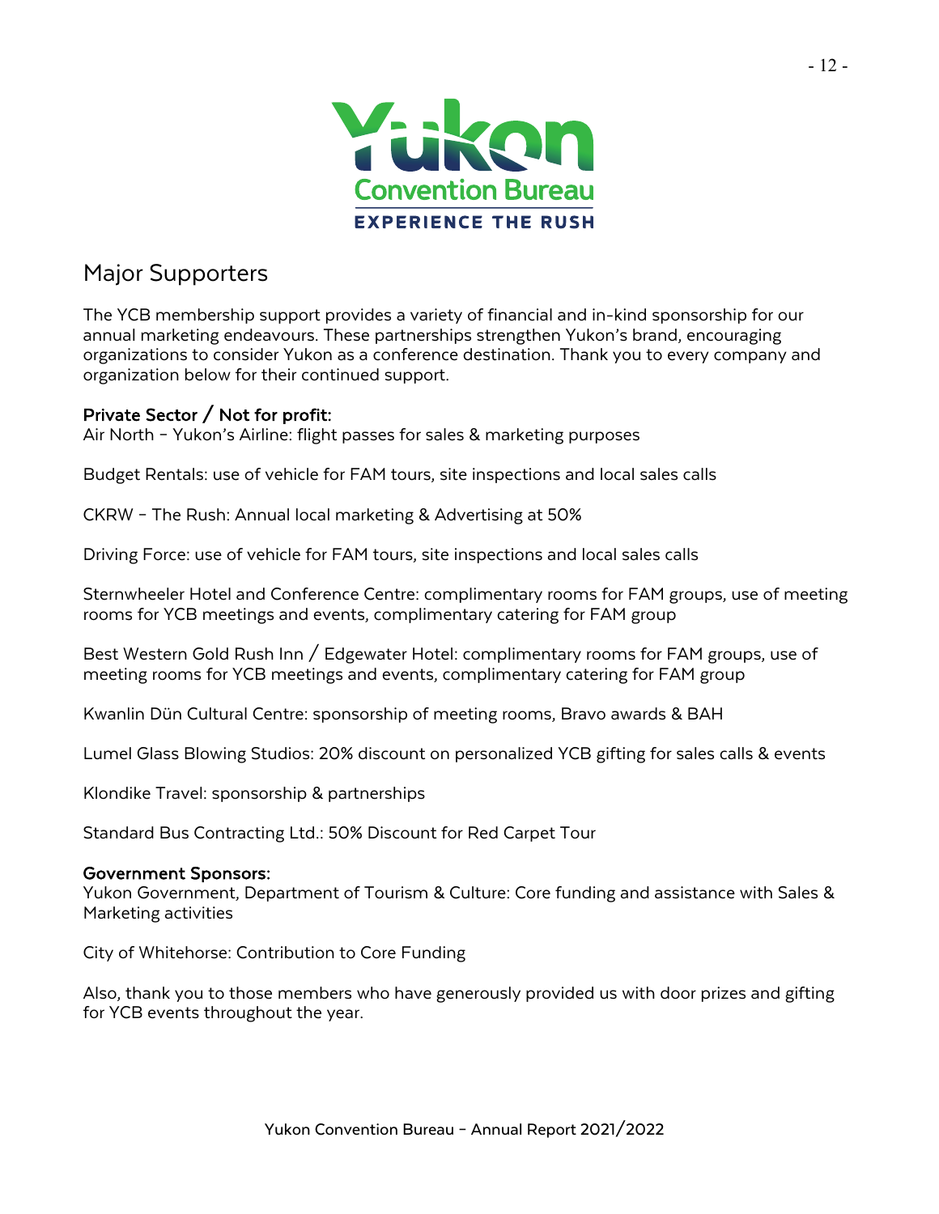## Major Supporters

The YCB membership support provides a variety of financial and in-kind sponsorship for our annual marketing endeavours. These partnerships strengthen Yukon's brand, encouraging organizations to consider Yukon as a conference destination. Thank you to every company and organization below for their continued support.

**Private Sector / Not for profit:**
Air North – Yukon's Airline: flight passes for sales & marketing purposes

Budget Rentals: use of vehicle for FAM tours, site inspections and local sales calls

CKRW – The Rush: Annual local marketing & Advertising at 50%

Driving Force: use of vehicle for FAM tours, site inspections and local sales calls

Sternwheeler Hotel and Conference Centre: complimentary rooms for FAM groups, use of meeting rooms for YCB meetings and events, complimentary catering for FAM group

Best Western Gold Rush Inn / Edgewater Hotel: complimentary rooms for FAM groups, use of meeting rooms for YCB meetings and events, complimentary catering for FAM group

Kwanlin Dün Cultural Centre: sponsorship of meeting rooms, Bravo awards & BAH

Lumel Glass Blowing Studios: 20% discount on personalized YCB gifting for sales calls & events

Klondike Travel: sponsorship & partnerships

Standard Bus Contracting Ltd.: 50% Discount for Red Carpet Tour

**Government Sponsors:**
Yukon Government, Department of Tourism & Culture: Core funding and assistance with Sales & Marketing activities

City of Whitehorse: Contribution to Core Funding

Also, thank you to those members who have generously provided us with door prizes and gifting for YCB events throughout the year.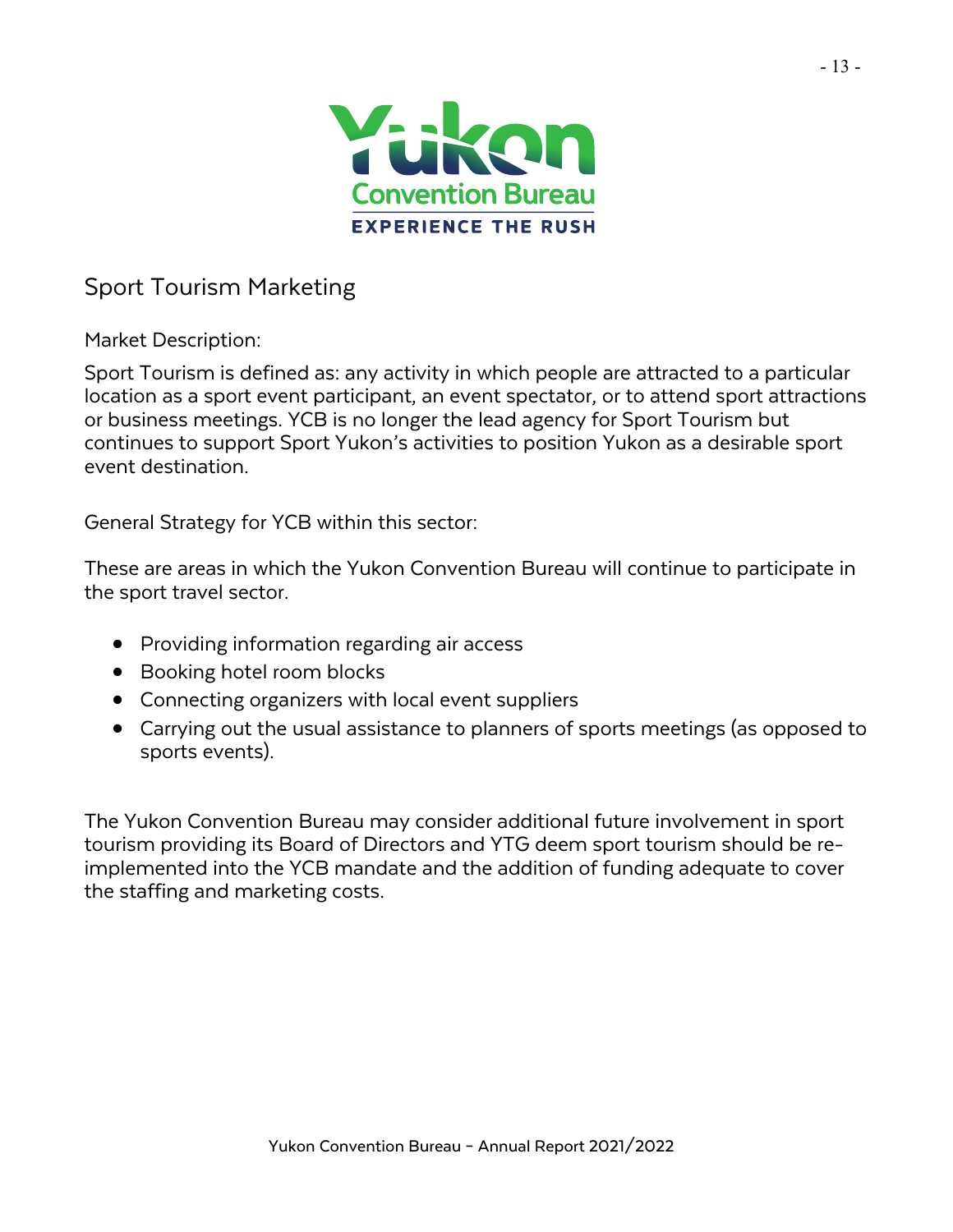## Sport Tourism Marketing

Market Description:

Sport Tourism is defined as: any activity in which people are attracted to a particular location as a sport event participant, an event spectator, or to attend sport attractions or business meetings. YCB is no longer the lead agency for Sport Tourism but continues to support Sport Yukon's activities to position Yukon as a desirable sport event destination.

General Strategy for YCB within this sector:

These are areas in which the Yukon Convention Bureau will continue to participate in the sport travel sector.

- Providing information regarding air access
- Booking hotel room blocks
- Connecting organizers with local event suppliers
- Carrying out the usual assistance to planners of sports meetings (as opposed to sports events).

The Yukon Convention Bureau may consider additional future involvement in sport tourism providing its Board of Directors and YTG deem sport tourism should be re-implemented into the YCB mandate and the addition of funding adequate to cover the staffing and marketing costs.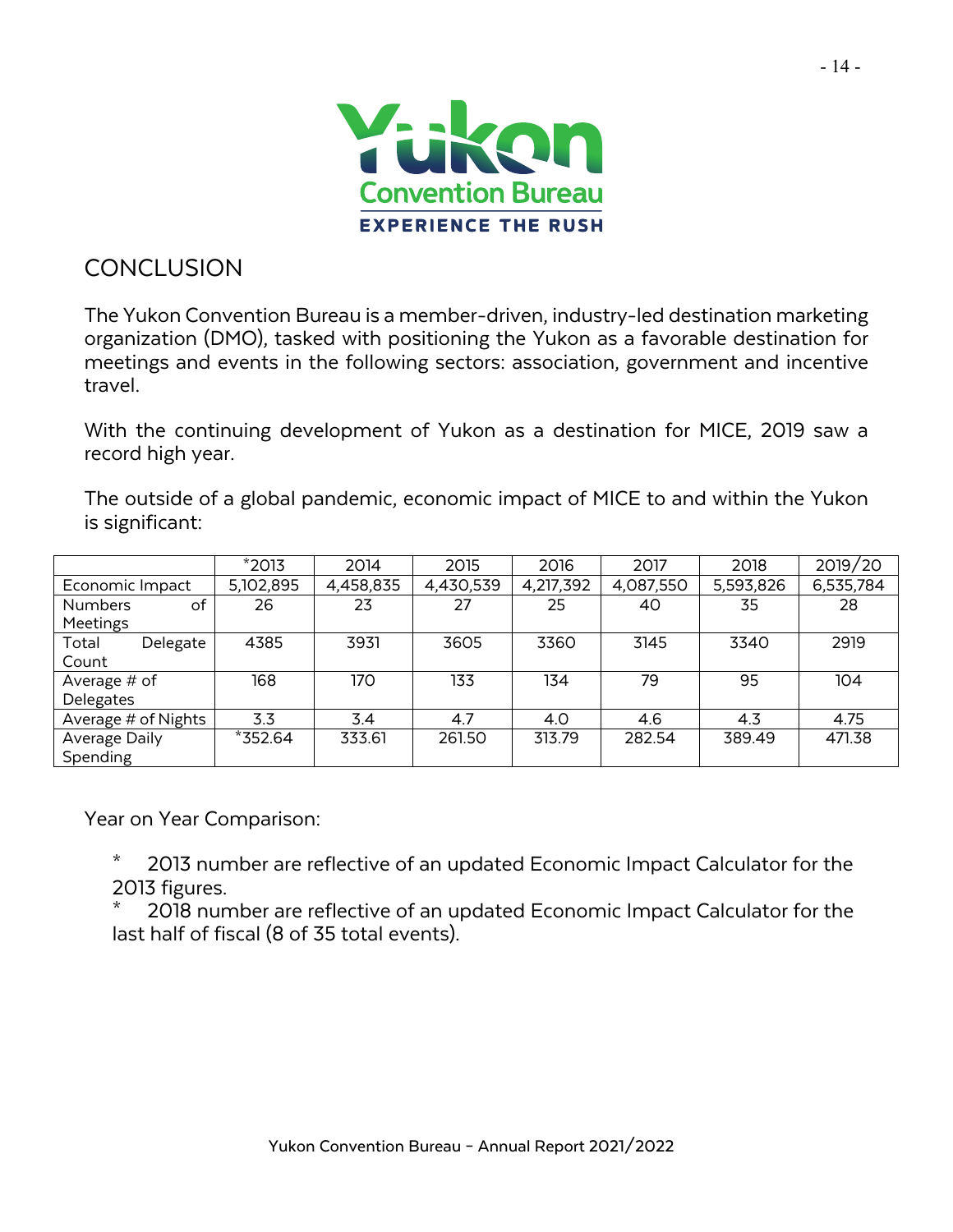## CONCLUSION

The Yukon Convention Bureau is a member-driven, industry-led destination marketing organization (DMO), tasked with positioning the Yukon as a favorable destination for meetings and events in the following sectors: association, government and incentive travel.

With the continuing development of Yukon as a destination for MICE, 2019 saw a record high year.

The outside of a global pandemic, economic impact of MICE to and within the Yukon is significant:

| | *2013 | 2014 | 2015 | 2016 | 2017 | 2018 | 2019/20 |
|---|---|---|---|---|---|---|---|
| Economic Impact | 5,102,895 | 4,458,835 | 4,430,539 | 4,217,392 | 4,087,550 | 5,593,826 | 6,535,784 |
| Numbers of Meetings | 26 | 23 | 27 | 25 | 40 | 35 | 28 |
| Total Delegate Count | 4385 | 3931 | 3605 | 3360 | 3145 | 3340 | 2919 |
| Average # of Delegates | 168 | 170 | 133 | 134 | 79 | 95 | 104 |
| Average # of Nights | 3.3 | 3.4 | 4.7 | 4.0 | 4.6 | 4.3 | 4.75 |
| Average Daily Spending | *352.64 | 333.61 | 261.50 | 313.79 | 282.54 | 389.49 | 471.38 |

Year on Year Comparison:

\* 2013 number are reflective of an updated Economic Impact Calculator for the 2013 figures.
\* 2018 number are reflective of an updated Economic Impact Calculator for the last half of fiscal (8 of 35 total events).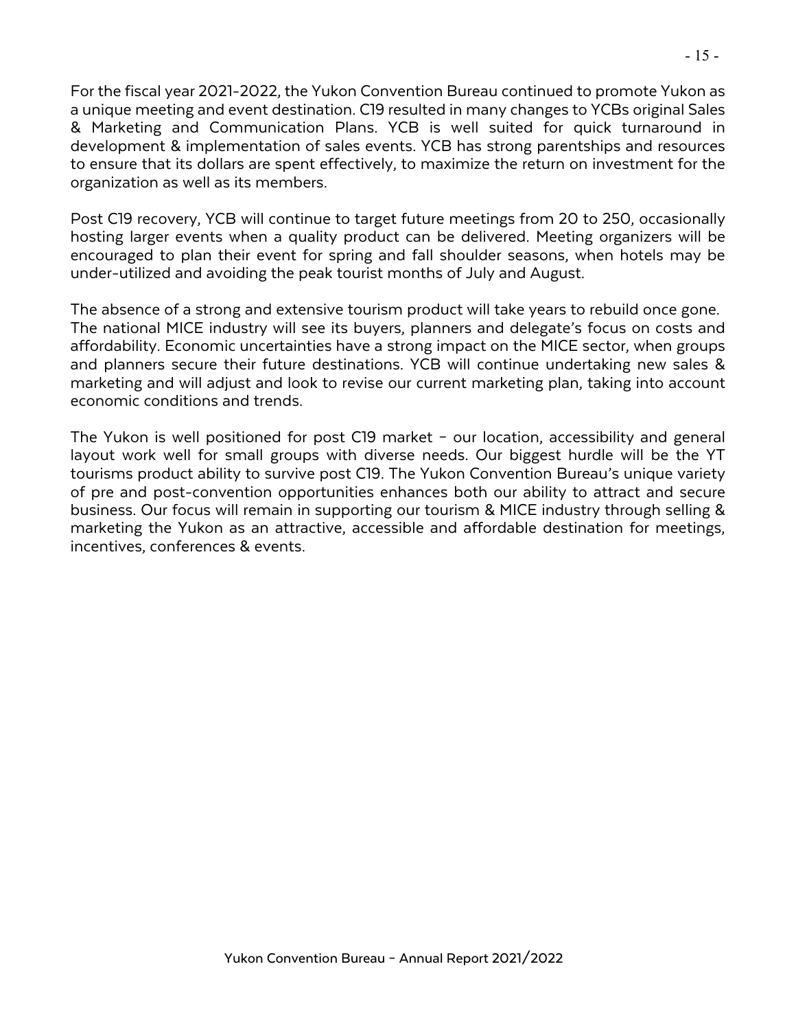For the fiscal year 2021-2022, the Yukon Convention Bureau continued to promote Yukon as a unique meeting and event destination. C19 resulted in many changes to YCBs original Sales & Marketing and Communication Plans. YCB is well suited for quick turnaround in development & implementation of sales events. YCB has strong parentships and resources to ensure that its dollars are spent effectively, to maximize the return on investment for the organization as well as its members.

Post C19 recovery, YCB will continue to target future meetings from 20 to 250, occasionally hosting larger events when a quality product can be delivered. Meeting organizers will be encouraged to plan their event for spring and fall shoulder seasons, when hotels may be under-utilized and avoiding the peak tourist months of July and August.

The absence of a strong and extensive tourism product will take years to rebuild once gone. The national MICE industry will see its buyers, planners and delegate's focus on costs and affordability. Economic uncertainties have a strong impact on the MICE sector, when groups and planners secure their future destinations. YCB will continue undertaking new sales & marketing and will adjust and look to revise our current marketing plan, taking into account economic conditions and trends.

The Yukon is well positioned for post C19 market – our location, accessibility and general layout work well for small groups with diverse needs. Our biggest hurdle will be the YT tourisms product ability to survive post C19. The Yukon Convention Bureau's unique variety of pre and post-convention opportunities enhances both our ability to attract and secure business. Our focus will remain in supporting our tourism & MICE industry through selling & marketing the Yukon as an attractive, accessible and affordable destination for meetings, incentives, conferences & events.